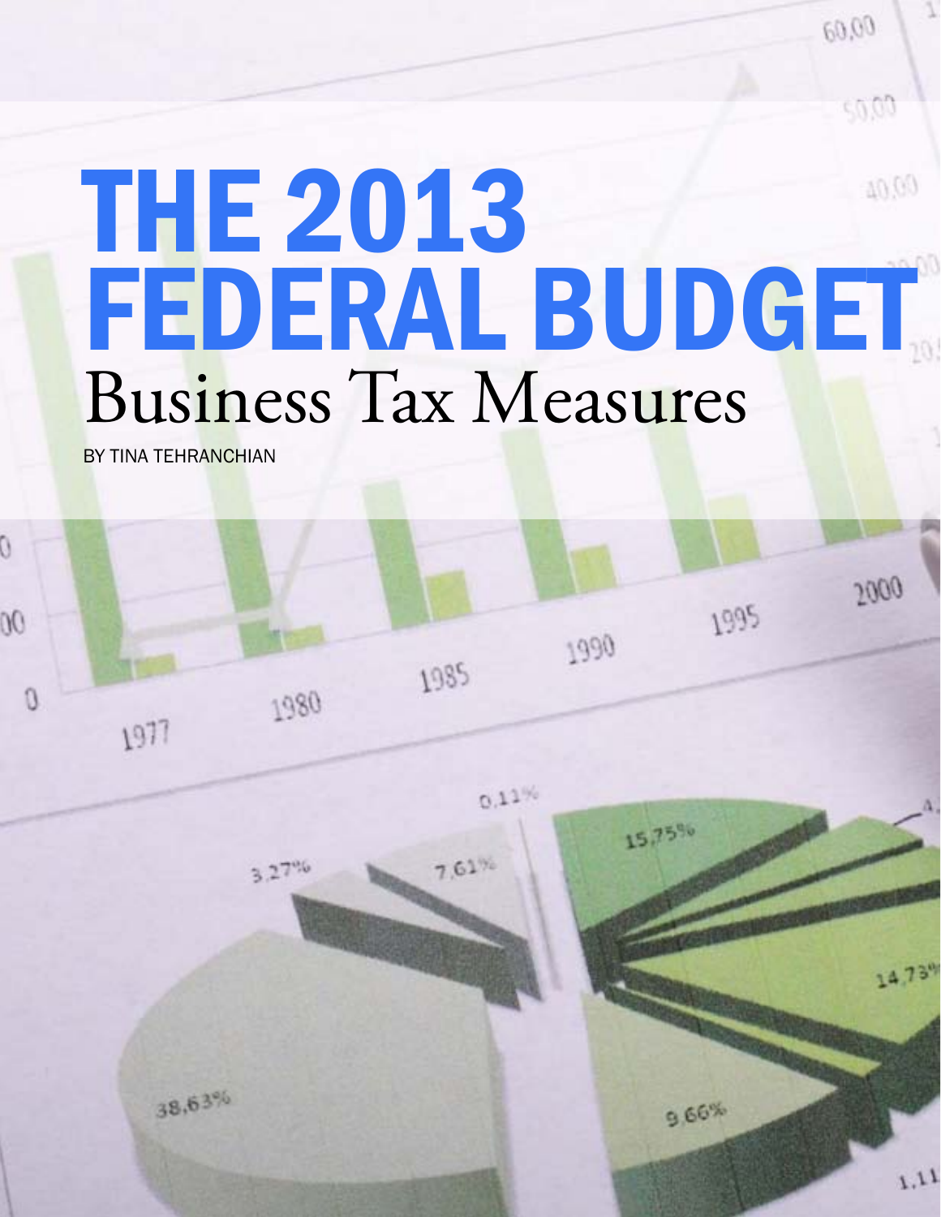# THE 2013 FEDERAL BUDGET

## Business Tax Measures

BY TINA TEHRANCHIAN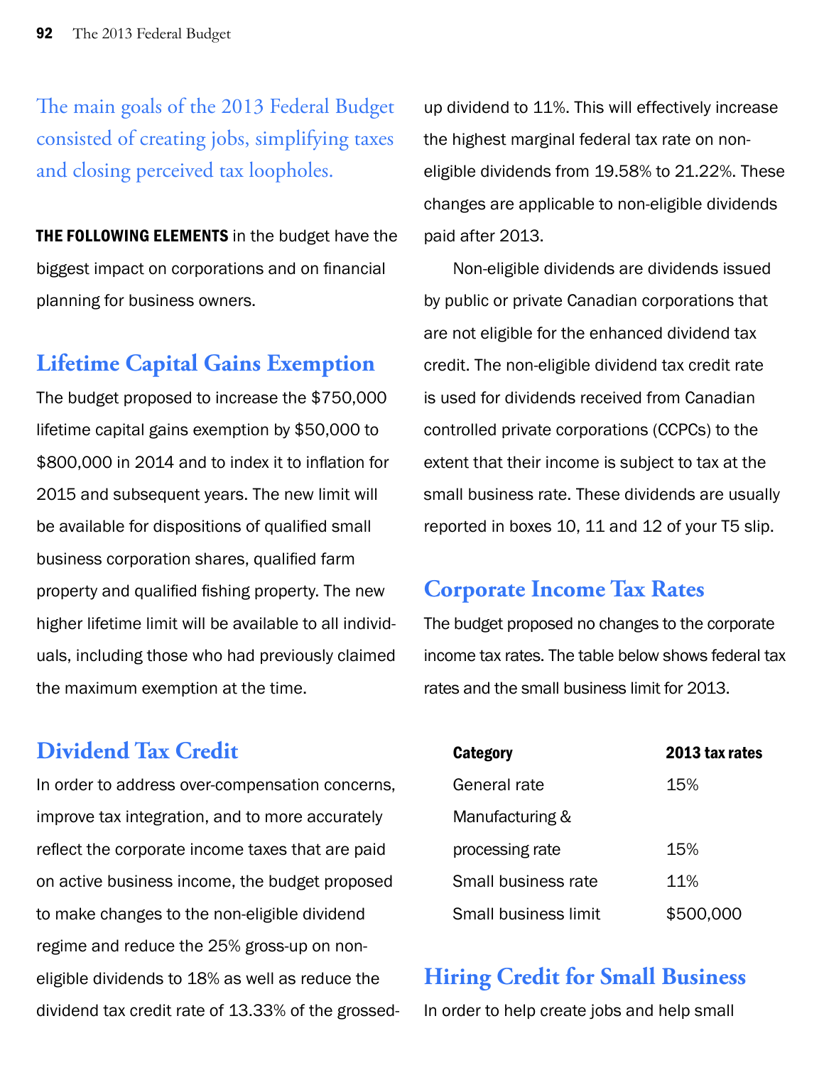The main goals of the 2013 Federal Budget consisted of creating jobs, simplifying taxes and closing perceived tax loopholes.

**THE FOLLOWING ELEMENTS** in the budget have the biggest impact on corporations and on financial planning for business owners.

## Lifetime Capital Gains Exemption

The budget proposed to increase the $750,000 lifetime capital gains exemption by $50,000 to $800,000 in 2014 and to index it to inflation for 2015 and subsequent years. The new limit will be available for dispositions of qualified small business corporation shares, qualified farm property and qualified fishing property. The new higher lifetime limit will be available to all individuals, including those who had previously claimed the maximum exemption at the time.

## Dividend Tax Credit

In order to address over-compensation concerns, improve tax integration, and to more accurately reflect the corporate income taxes that are paid on active business income, the budget proposed to make changes to the non-eligible dividend regime and reduce the 25% gross-up on non-eligible dividends to 18% as well as reduce the dividend tax credit rate of 13.33% of the grossed-up dividend to 11%. This will effectively increase the highest marginal federal tax rate on non-eligible dividends from 19.58% to 21.22%. These changes are applicable to non-eligible dividends paid after 2013.

Non-eligible dividends are dividends issued by public or private Canadian corporations that are not eligible for the enhanced dividend tax credit. The non-eligible dividend tax credit rate is used for dividends received from Canadian controlled private corporations (CCPCs) to the extent that their income is subject to tax at the small business rate. These dividends are usually reported in boxes 10, 11 and 12 of your T5 slip.

## Corporate Income Tax Rates

The budget proposed no changes to the corporate income tax rates. The table below shows federal tax rates and the small business limit for 2013.

| Category | 2013 tax rates |
|---|---|
| General rate | 15% |
| Manufacturing & processing rate | 15% |
| Small business rate | 11% |
| Small business limit | $500,000 |

## Hiring Credit for Small Business

In order to help create jobs and help small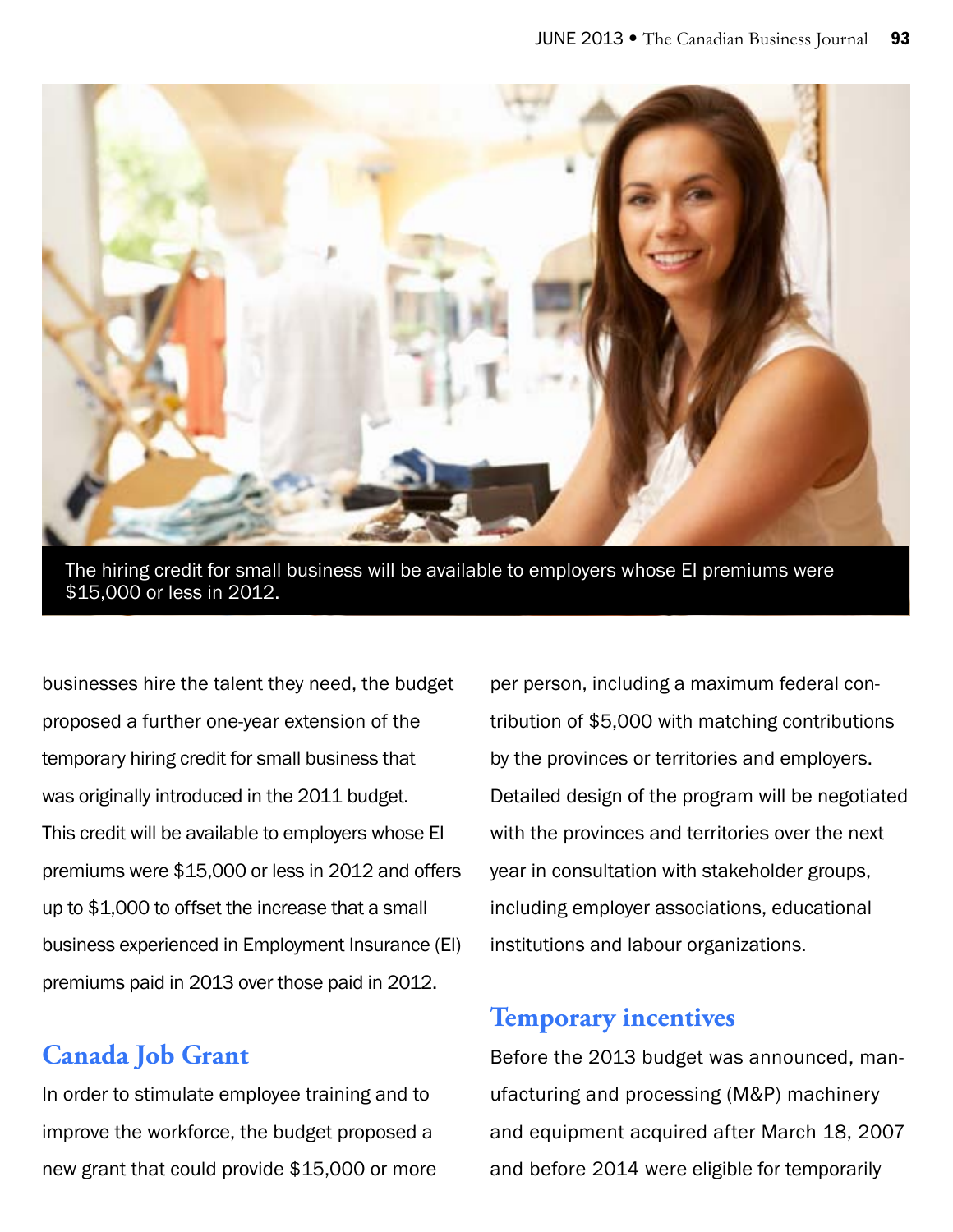The hiring credit for small business will be available to employers whose EI premiums were $15,000 or less in 2012.

businesses hire the talent they need, the budget proposed a further one-year extension of the temporary hiring credit for small business that was originally introduced in the 2011 budget. This credit will be available to employers whose EI premiums were $15,000 or less in 2012 and offers up to $1,000 to offset the increase that a small business experienced in Employment Insurance (EI) premiums paid in 2013 over those paid in 2012.

## Canada Job Grant

In order to stimulate employee training and to improve the workforce, the budget proposed a new grant that could provide $15,000 or more per person, including a maximum federal contribution of $5,000 with matching contributions by the provinces or territories and employers. Detailed design of the program will be negotiated with the provinces and territories over the next year in consultation with stakeholder groups, including employer associations, educational institutions and labour organizations.

## Temporary incentives

Before the 2013 budget was announced, manufacturing and processing (M&P) machinery and equipment acquired after March 18, 2007 and before 2014 were eligible for temporarily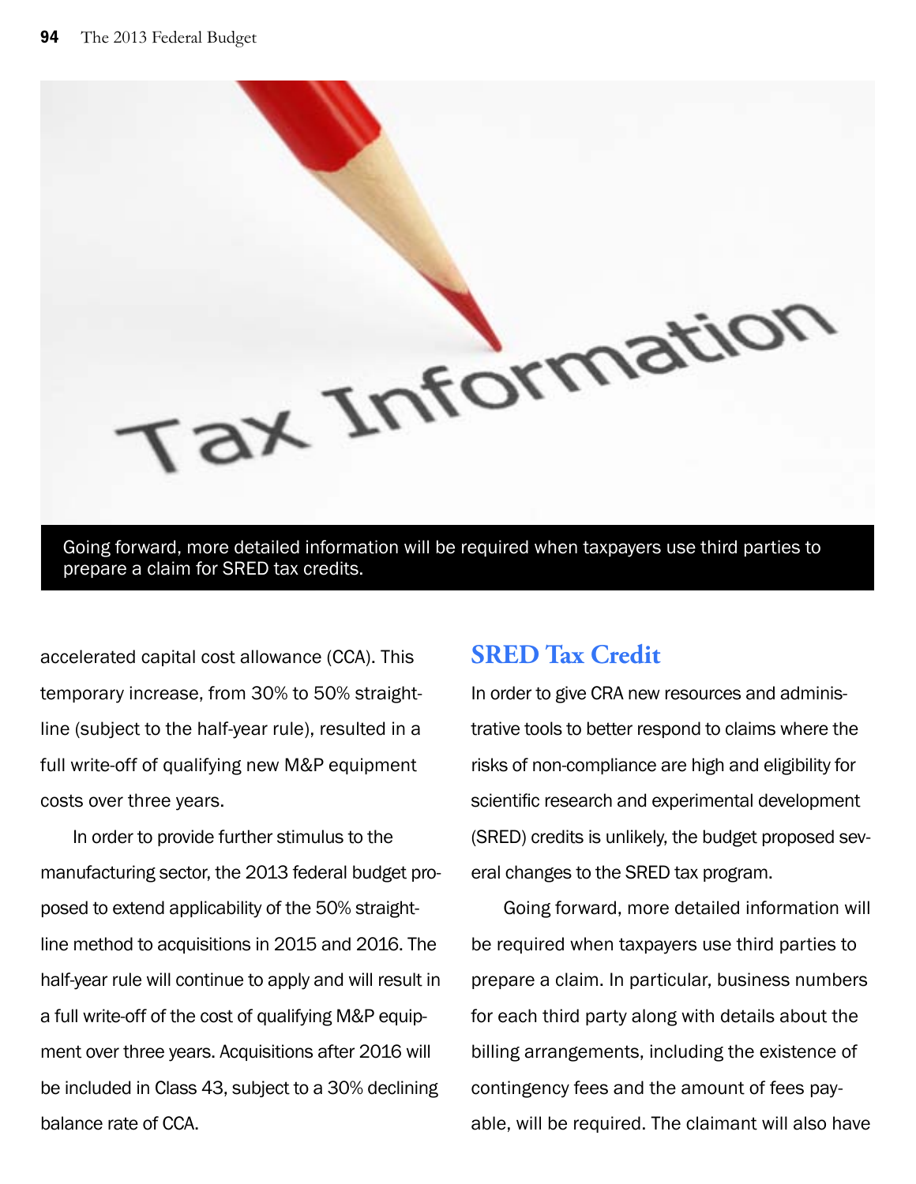Going forward, more detailed information will be required when taxpayers use third parties to prepare a claim for SRED tax credits.

accelerated capital cost allowance (CCA). This temporary increase, from 30% to 50% straight-line (subject to the half-year rule), resulted in a full write-off of qualifying new M&P equipment costs over three years.

In order to provide further stimulus to the manufacturing sector, the 2013 federal budget proposed to extend applicability of the 50% straight-line method to acquisitions in 2015 and 2016. The half-year rule will continue to apply and will result in a full write-off of the cost of qualifying M&P equipment over three years. Acquisitions after 2016 will be included in Class 43, subject to a 30% declining balance rate of CCA.

## SRED Tax Credit

In order to give CRA new resources and administrative tools to better respond to claims where the risks of non-compliance are high and eligibility for scientific research and experimental development (SRED) credits is unlikely, the budget proposed several changes to the SRED tax program.

Going forward, more detailed information will be required when taxpayers use third parties to prepare a claim. In particular, business numbers for each third party along with details about the billing arrangements, including the existence of contingency fees and the amount of fees payable, will be required. The claimant will also have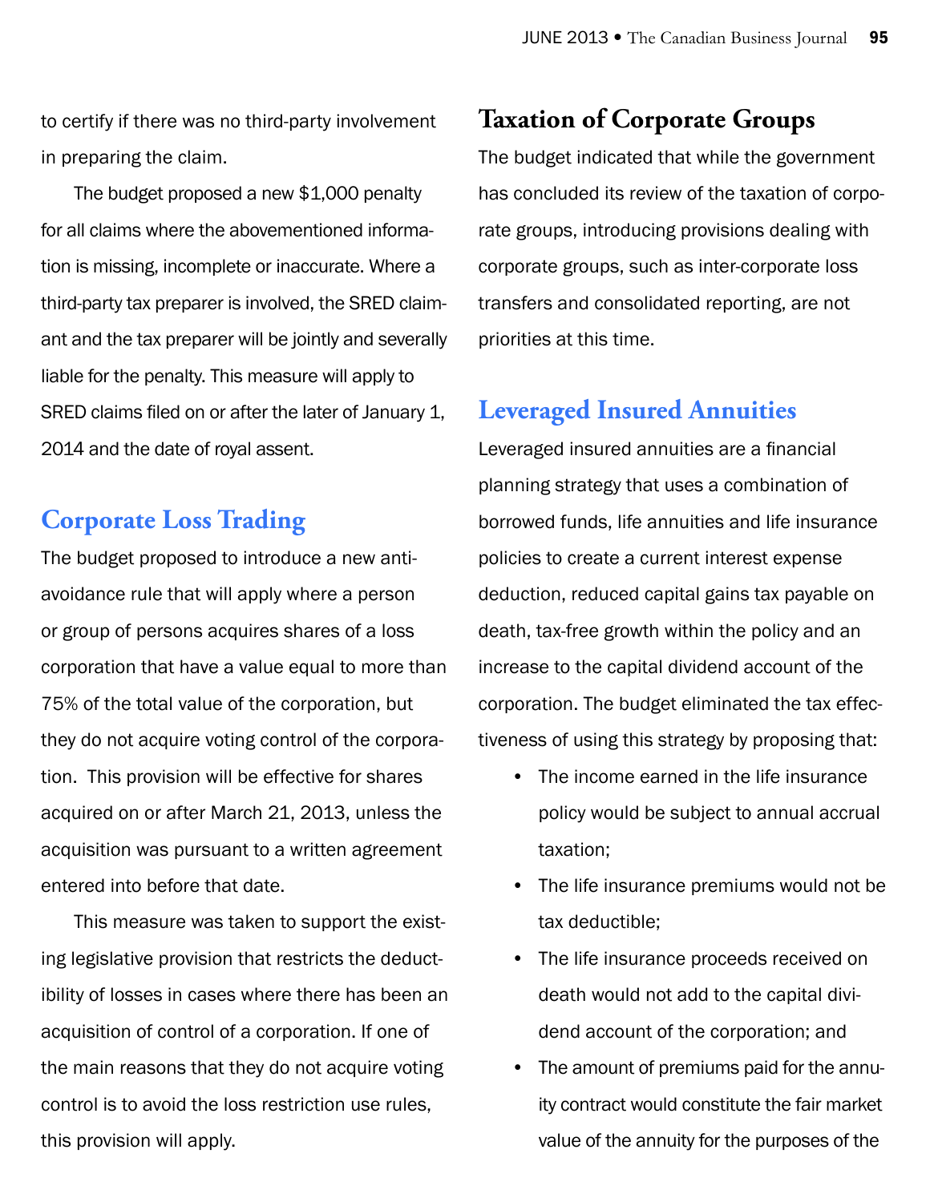to certify if there was no third-party involvement in preparing the claim.

The budget proposed a new $1,000 penalty for all claims where the abovementioned information is missing, incomplete or inaccurate. Where a third-party tax preparer is involved, the SRED claimant and the tax preparer will be jointly and severally liable for the penalty. This measure will apply to SRED claims filed on or after the later of January 1, 2014 and the date of royal assent.

## Corporate Loss Trading

The budget proposed to introduce a new anti-avoidance rule that will apply where a person or group of persons acquires shares of a loss corporation that have a value equal to more than 75% of the total value of the corporation, but they do not acquire voting control of the corporation. This provision will be effective for shares acquired on or after March 21, 2013, unless the acquisition was pursuant to a written agreement entered into before that date.

This measure was taken to support the existing legislative provision that restricts the deductibility of losses in cases where there has been an acquisition of control of a corporation. If one of the main reasons that they do not acquire voting control is to avoid the loss restriction use rules, this provision will apply.

## Taxation of Corporate Groups

The budget indicated that while the government has concluded its review of the taxation of corporate groups, introducing provisions dealing with corporate groups, such as inter-corporate loss transfers and consolidated reporting, are not priorities at this time.

## Leveraged Insured Annuities

Leveraged insured annuities are a financial planning strategy that uses a combination of borrowed funds, life annuities and life insurance policies to create a current interest expense deduction, reduced capital gains tax payable on death, tax-free growth within the policy and an increase to the capital dividend account of the corporation. The budget eliminated the tax effectiveness of using this strategy by proposing that:

- The income earned in the life insurance policy would be subject to annual accrual taxation;
- The life insurance premiums would not be tax deductible;
- The life insurance proceeds received on death would not add to the capital dividend account of the corporation; and
- The amount of premiums paid for the annuity contract would constitute the fair market value of the annuity for the purposes of the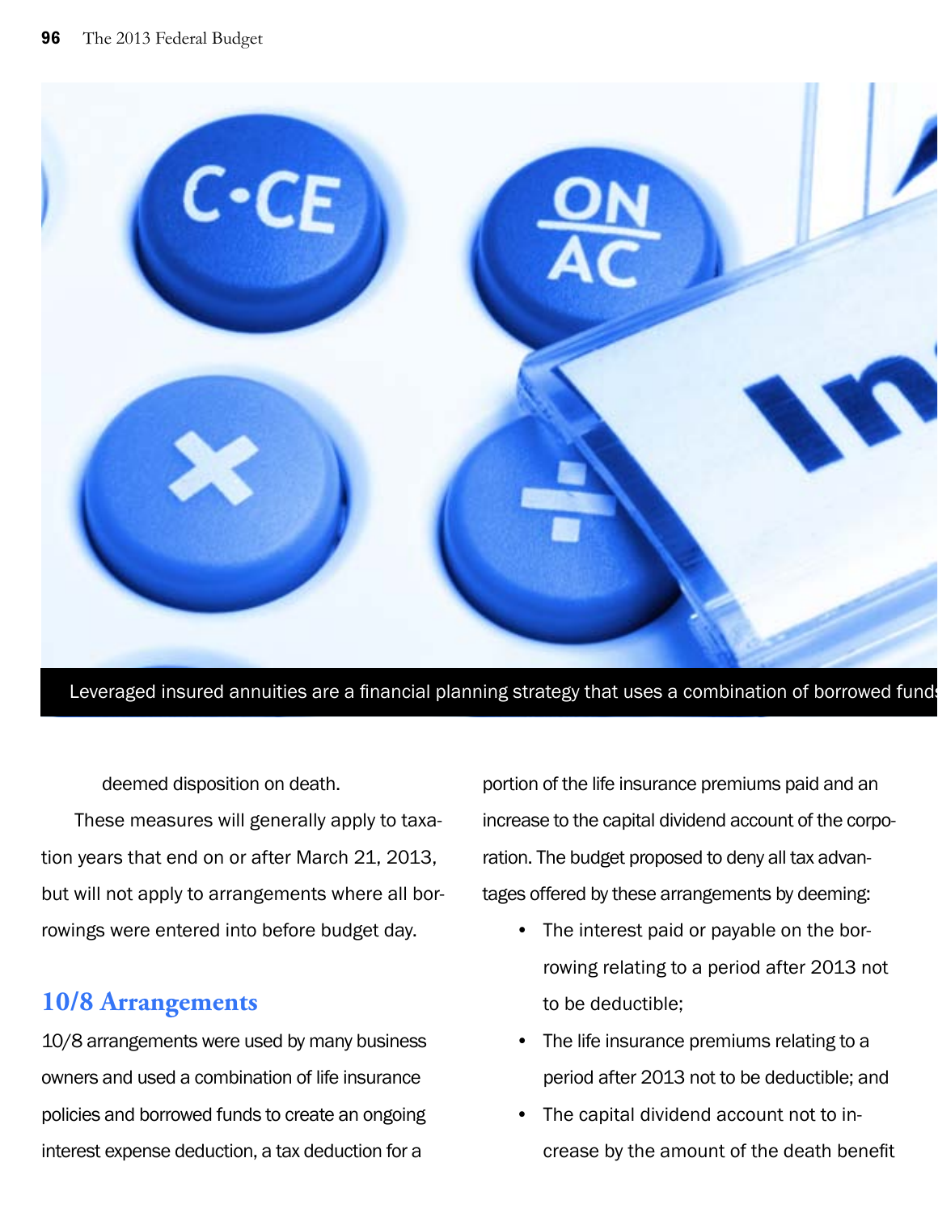Leveraged insured annuities are a financial planning strategy that uses a combination of borrowed funds

deemed disposition on death.

These measures will generally apply to taxation years that end on or after March 21, 2013, but will not apply to arrangements where all borrowings were entered into before budget day.

## 10/8 Arrangements

10/8 arrangements were used by many business owners and used a combination of life insurance policies and borrowed funds to create an ongoing interest expense deduction, a tax deduction for a portion of the life insurance premiums paid and an increase to the capital dividend account of the corporation. The budget proposed to deny all tax advantages offered by these arrangements by deeming:

- The interest paid or payable on the borrowing relating to a period after 2013 not to be deductible;
- The life insurance premiums relating to a period after 2013 not to be deductible; and
- The capital dividend account not to increase by the amount of the death benefit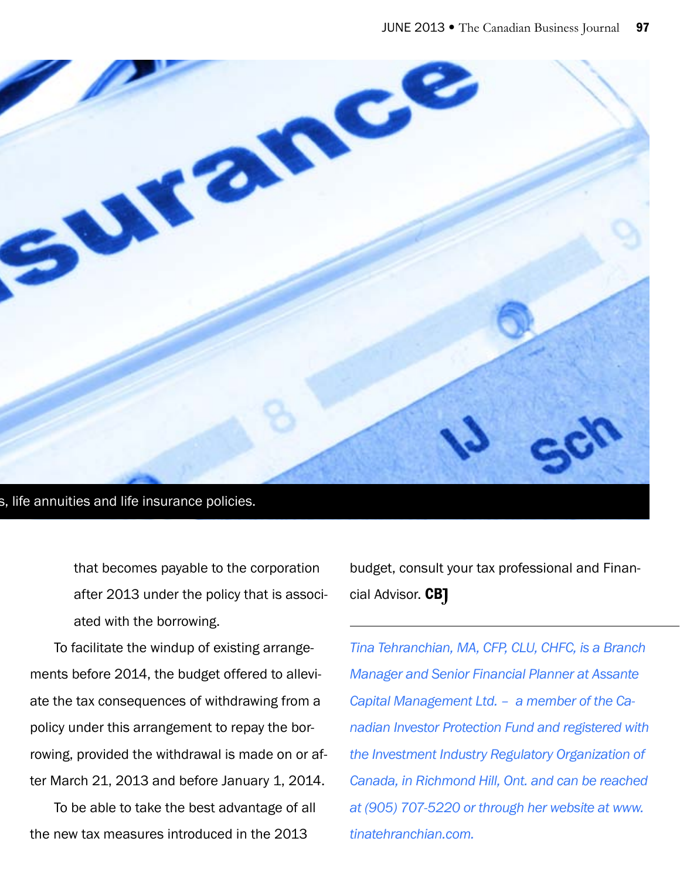s, life annuities and life insurance policies.

that becomes payable to the corporation after 2013 under the policy that is associated with the borrowing.

To facilitate the windup of existing arrangements before 2014, the budget offered to alleviate the tax consequences of withdrawing from a policy under this arrangement to repay the borrowing, provided the withdrawal is made on or after March 21, 2013 and before January 1, 2014.

To be able to take the best advantage of all the new tax measures introduced in the 2013 budget, consult your tax professional and Financial Advisor. **CBJ**

---

*Tina Tehranchian, MA, CFP, CLU, CHFC, is a Branch Manager and Senior Financial Planner at Assante Capital Management Ltd. – a member of the Canadian Investor Protection Fund and registered with the Investment Industry Regulatory Organization of Canada, in Richmond Hill, Ont. and can be reached at (905) 707-5220 or through her website at www.tinatehranchian.com.*